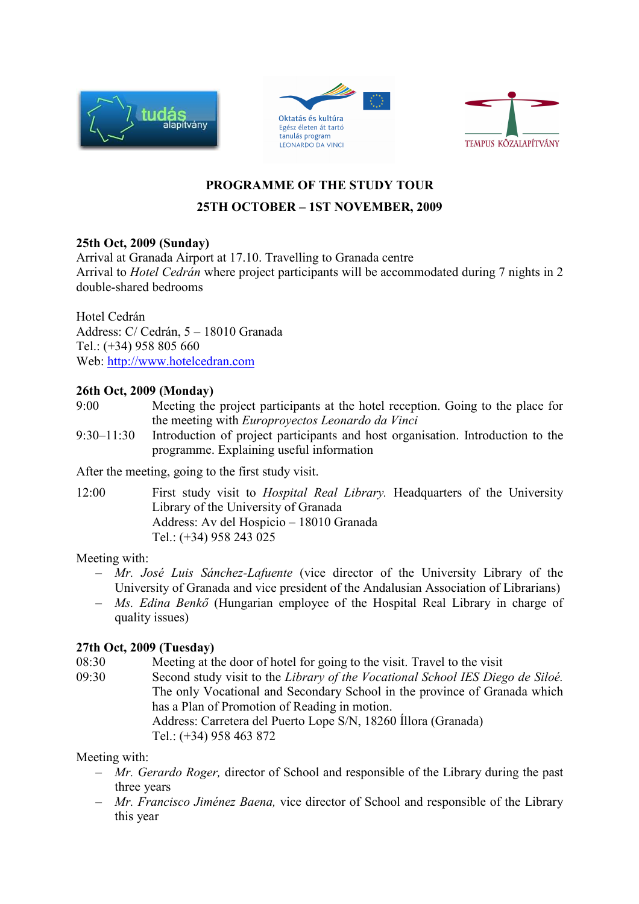tudás alapítvány

Oktatás és kultúra
Egész életen át tartó tanulás program
LEONARDO DA VINCI

TEMPUS KÖZALAPÍTVÁNY

## PROGRAMME OF THE STUDY TOUR

## 25TH OCTOBER – 1ST NOVEMBER, 2009

**25th Oct, 2009 (Sunday)**

Arrival at Granada Airport at 17.10. Travelling to Granada centre
Arrival to *Hotel Cedrán* where project participants will be accommodated during 7 nights in 2 double-shared bedrooms

Hotel Cedrán
Address: C/ Cedrán, 5 – 18010 Granada
Tel.: (+34) 958 805 660
Web: http://www.hotelcedran.com

**26th Oct, 2009 (Monday)**

9:00 Meeting the project participants at the hotel reception. Going to the place for the meeting with *Europroyectos Leonardo da Vinci*

9:30–11:30 Introduction of project participants and host organisation. Introduction to the programme. Explaining useful information

After the meeting, going to the first study visit.

12:00 First study visit to *Hospital Real Library.* Headquarters of the University Library of the University of Granada
Address: Av del Hospicio – 18010 Granada
Tel.: (+34) 958 243 025

Meeting with:

- *Mr. José Luis Sánchez-Lafuente* (vice director of the University Library of the University of Granada and vice president of the Andalusian Association of Librarians)
- *Ms. Edina Benkő* (Hungarian employee of the Hospital Real Library in charge of quality issues)

**27th Oct, 2009 (Tuesday)**

08:30 Meeting at the door of hotel for going to the visit. Travel to the visit

09:30 Second study visit to the *Library of the Vocational School IES Diego de Siloé.* The only Vocational and Secondary School in the province of Granada which has a Plan of Promotion of Reading in motion.
Address: Carretera del Puerto Lope S/N, 18260 Íllora (Granada)
Tel.: (+34) 958 463 872

Meeting with:

- *Mr. Gerardo Roger,* director of School and responsible of the Library during the past three years
- *Mr. Francisco Jiménez Baena,* vice director of School and responsible of the Library this year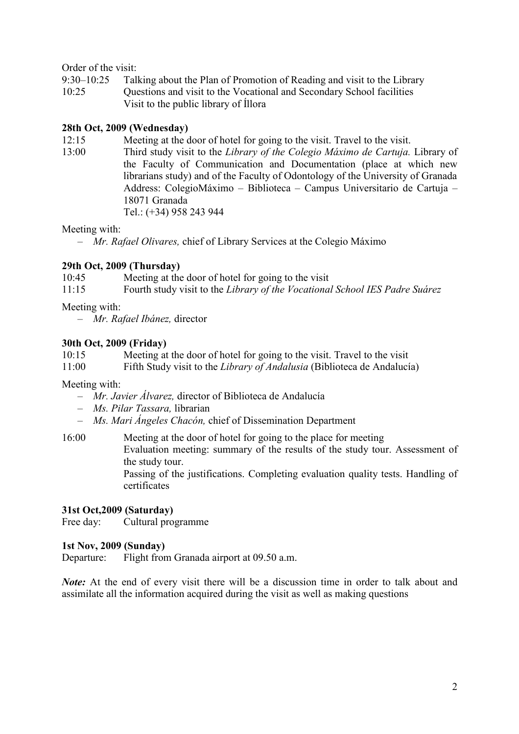Order of the visit:

9:30–10:25 Talking about the Plan of Promotion of Reading and visit to the Library
10:25 Questions and visit to the Vocational and Secondary School facilities
Visit to the public library of Íllora

**28th Oct, 2009 (Wednesday)**

12:15 Meeting at the door of hotel for going to the visit. Travel to the visit.
13:00 Third study visit to the *Library of the Colegio Máximo de Cartuja.* Library of the Faculty of Communication and Documentation (place at which new librarians study) and of the Faculty of Odontology of the University of Granada
Address: ColegioMáximo – Biblioteca – Campus Universitario de Cartuja – 18071 Granada
Tel.: (+34) 958 243 944

Meeting with:

– *Mr. Rafael Olivares,* chief of Library Services at the Colegio Máximo

**29th Oct, 2009 (Thursday)**

10:45 Meeting at the door of hotel for going to the visit
11:15 Fourth study visit to the *Library of the Vocational School IES Padre Suárez*

Meeting with:

– *Mr. Rafael Ibánez,* director

**30th Oct, 2009 (Friday)**

10:15 Meeting at the door of hotel for going to the visit. Travel to the visit
11:00 Fifth Study visit to the *Library of Andalusia* (Biblioteca de Andalucía)

Meeting with:

– *Mr. Javier Álvarez,* director of Biblioteca de Andalucía
– *Ms. Pilar Tassara,* librarian
– *Ms. Mari Ángeles Chacón,* chief of Dissemination Department

16:00 Meeting at the door of hotel for going to the place for meeting
Evaluation meeting: summary of the results of the study tour. Assessment of the study tour.
Passing of the justifications. Completing evaluation quality tests. Handling of certificates

**31st Oct,2009 (Saturday)**

Free day: Cultural programme

**1st Nov, 2009 (Sunday)**

Departure: Flight from Granada airport at 09.50 a.m.

***Note:*** At the end of every visit there will be a discussion time in order to talk about and assimilate all the information acquired during the visit as well as making questions